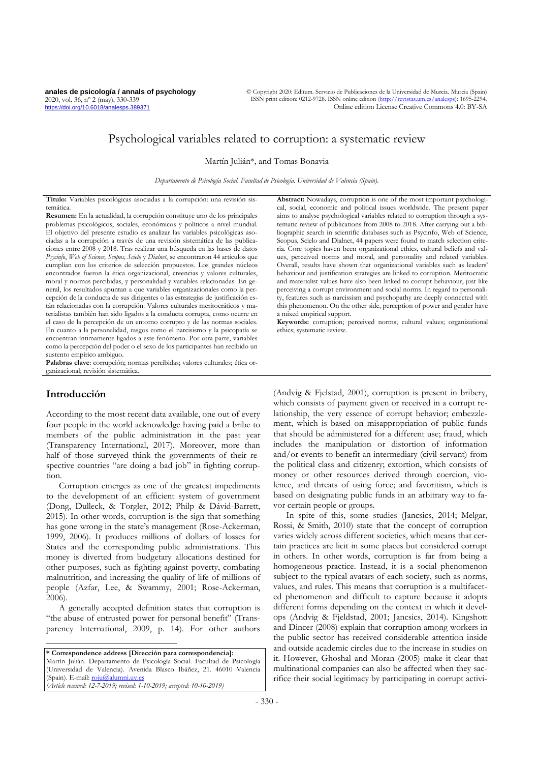# Psychological variables related to corruption: a systematic review

Martín Julián*, and Tomas Bonavia

*Departamento de Psicología Social. Facultad de Psicología. Universidad de Valencia (Spain).*

**Título:** Variables psicológicas asociadas a la corrupción: una revisión sistemática.

**Resumen:** En la actualidad, la corrupción constituye uno de los principales problemas psicológicos, sociales, económicos y políticos a nivel mundial. El objetivo del presente estudio es analizar las variables psicológicas asociadas a la corrupción a través de una revisión sistemática de las publicaciones entre 2008 y 2018. Tras realizar una búsqueda en las bases de datos *Psycinfo*, *Web of Science, Scopus, Scielo* y *Dialnet*, se encontraron 44 artículos que cumplían con los criterios de selección propuestos. Los grandes núcleos encontrados fueron la ética organizacional, creencias y valores culturales, moral y normas percibidas, y personalidad y variables relacionadas. En general, los resultados apuntan a que variables organizacionales como la percepción de la conducta de sus dirigentes o las estrategias de justificación están relacionadas con la corrupción. Valores culturales meritocráticos y materialistas también han sido ligados a la conducta corrupta, como ocurre en el caso de la percepción de un entorno corrupto y de las normas sociales. En cuanto a la personalidad, rasgos como el narcisismo y la psicopatía se encuentran íntimamente ligados a este fenómeno. Por otra parte, variables como la percepción del poder o el sexo de los participantes han recibido un sustento empírico ambiguo.

**Palabras clave**: corrupción; normas percibidas; valores culturales; ética organizacional; revisión sistemática.

**Abstract:** Nowadays, corruption is one of the most important psychological, social, economic and political issues worldwide. The present paper aims to analyse psychological variables related to corruption through a systematic review of publications from 2008 to 2018. After carrying out a bibliographic search in scientific databases such as Psycinfo, Web of Science, Scopus, Scielo and Dialnet, 44 papers were found to match selection criteria. Core topics haven been organizational ethics, cultural beliefs and values, perceived norms and moral, and personality and related variables. Overall, results have shown that organizational variables such as leaders' behaviour and justification strategies are linked to corruption. Meritocratic and materialist values have also been linked to corrupt behaviour, just like perceiving a corrupt environment and social norms. In regard to personality, features such as narcissism and psychopathy are deeply connected with this phenomenon. On the other side, perception of power and gender have a mixed empirical support.

**Keywords:** corruption; perceived norms; cultural values; organizational ethics; systematic review.

## Introducción

According to the most recent data available, one out of every four people in the world acknowledge having paid a bribe to members of the public administration in the past year (Transparency International, 2017). Moreover, more than half of those surveyed think the governments of their respective countries "are doing a bad job" in fighting corruption.

Corruption emerges as one of the greatest impediments to the development of an efficient system of government (Dong, Dulleck, & Torgler, 2012; Philp & Dávid-Barrett, 2015). In other words, corruption is the sign that something has gone wrong in the state's management (Rose-Ackerman, 1999, 2006). It produces millions of dollars of losses for States and the corresponding public administrations. This money is diverted from budgetary allocations destined for other purposes, such as fighting against poverty, combating malnutrition, and increasing the quality of life of millions of people (Azfar, Lee, & Swammy, 2001; Rose-Ackerman, 2006).

A generally accepted definition states that corruption is "the abuse of entrusted power for personal benefit" (Transparency International, 2009, p. 14). For other authors (Andvig & Fjelstad, 2001), corruption is present in bribery, which consists of payment given or received in a corrupt relationship, the very essence of corrupt behavior; embezzlement, which is based on misappropriation of public funds that should be administered for a different use; fraud, which includes the manipulation or distortion of information and/or events to benefit an intermediary (civil servant) from the political class and citizenry; extortion, which consists of money or other resources derived through coercion, violence, and threats of using force; and favoritism, which is based on designating public funds in an arbitrary way to favor certain people or groups.

In spite of this, some studies (Jancsics, 2014; Melgar, Rossi, & Smith, 2010) state that the concept of corruption varies widely across different societies, which means that certain practices are licit in some places but considered corrupt in others. In other words, corruption is far from being a homogeneous practice. Instead, it is a social phenomenon subject to the typical avatars of each society, such as norms, values, and rules. This means that corruption is a multifaceted phenomenon and difficult to capture because it adopts different forms depending on the context in which it develops (Andvig & Fjeldstad, 2001; Jancsics, 2014). Kingshott and Dincer (2008) explain that corruption among workers in the public sector has received considerable attention inside and outside academic circles due to the increase in studies on it. However, Ghoshal and Moran (2005) make it clear that multinational companies can also be affected when they sacrifice their social legitimacy by participating in corrupt activi-

---

**\* Correspondence address [Dirección para correspondencia]:**
Martín Julián. Departamento de Psicología Social. Facultad de Psicología (Universidad de Valencia). Avenida Blasco Ibáñez, 21. 46010 Valencia (Spain). E-mail: roju@alumni.uv.es
*(Article received: 12-7-2019; revised: 1-10-2019; accepted: 10-10-2019)*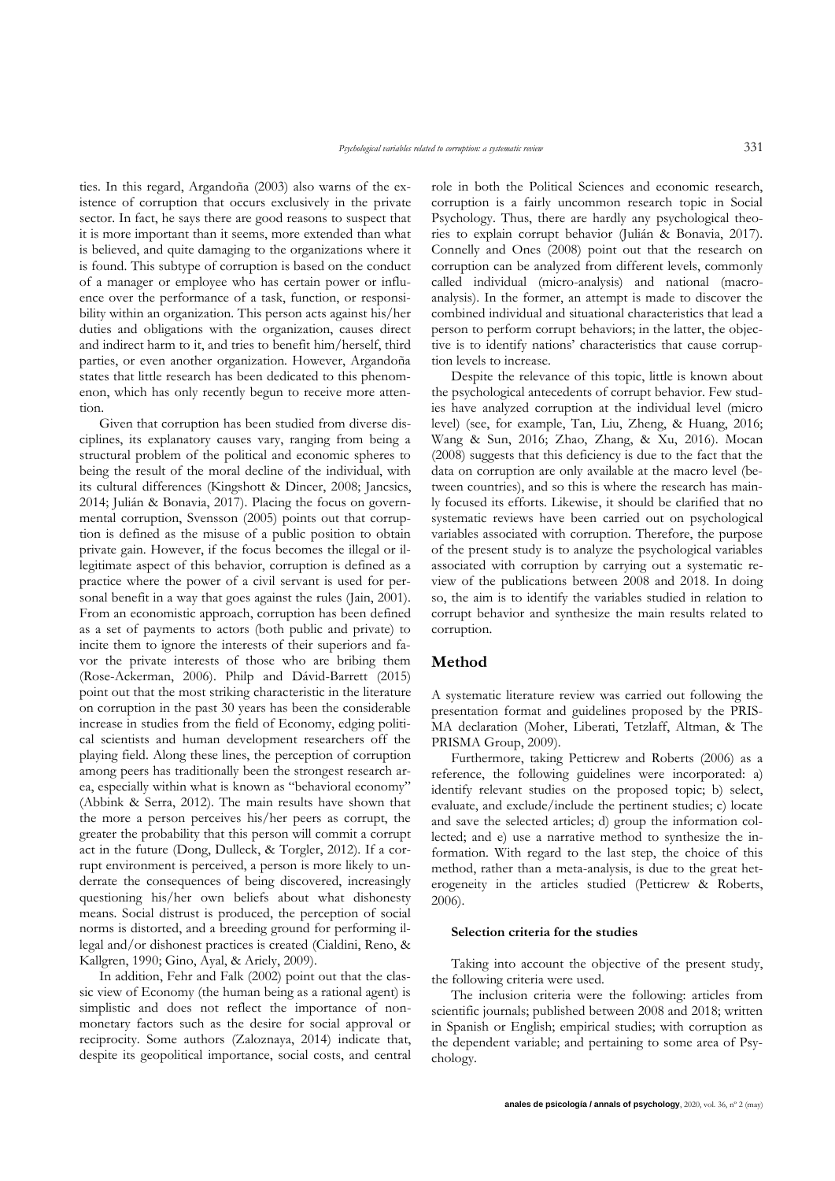ties. In this regard, Argandoña (2003) also warns of the existence of corruption that occurs exclusively in the private sector. In fact, he says there are good reasons to suspect that it is more important than it seems, more extended than what is believed, and quite damaging to the organizations where it is found. This subtype of corruption is based on the conduct of a manager or employee who has certain power or influence over the performance of a task, function, or responsibility within an organization. This person acts against his/her duties and obligations with the organization, causes direct and indirect harm to it, and tries to benefit him/herself, third parties, or even another organization. However, Argandoña states that little research has been dedicated to this phenomenon, which has only recently begun to receive more attention.

Given that corruption has been studied from diverse disciplines, its explanatory causes vary, ranging from being a structural problem of the political and economic spheres to being the result of the moral decline of the individual, with its cultural differences (Kingshott & Dincer, 2008; Jancsics, 2014; Julián & Bonavia, 2017). Placing the focus on governmental corruption, Svensson (2005) points out that corruption is defined as the misuse of a public position to obtain private gain. However, if the focus becomes the illegal or illegitimate aspect of this behavior, corruption is defined as a practice where the power of a civil servant is used for personal benefit in a way that goes against the rules (Jain, 2001). From an economistic approach, corruption has been defined as a set of payments to actors (both public and private) to incite them to ignore the interests of their superiors and favor the private interests of those who are bribing them (Rose-Ackerman, 2006). Philp and Dávid-Barrett (2015) point out that the most striking characteristic in the literature on corruption in the past 30 years has been the considerable increase in studies from the field of Economy, edging political scientists and human development researchers off the playing field. Along these lines, the perception of corruption among peers has traditionally been the strongest research area, especially within what is known as "behavioral economy" (Abbink & Serra, 2012). The main results have shown that the more a person perceives his/her peers as corrupt, the greater the probability that this person will commit a corrupt act in the future (Dong, Dulleck, & Torgler, 2012). If a corrupt environment is perceived, a person is more likely to underrate the consequences of being discovered, increasingly questioning his/her own beliefs about what dishonesty means. Social distrust is produced, the perception of social norms is distorted, and a breeding ground for performing illegal and/or dishonest practices is created (Cialdini, Reno, & Kallgren, 1990; Gino, Ayal, & Ariely, 2009).

In addition, Fehr and Falk (2002) point out that the classic view of Economy (the human being as a rational agent) is simplistic and does not reflect the importance of non-monetary factors such as the desire for social approval or reciprocity. Some authors (Zaloznaya, 2014) indicate that, despite its geopolitical importance, social costs, and central role in both the Political Sciences and economic research, corruption is a fairly uncommon research topic in Social Psychology. Thus, there are hardly any psychological theories to explain corrupt behavior (Julián & Bonavia, 2017). Connelly and Ones (2008) point out that the research on corruption can be analyzed from different levels, commonly called individual (micro-analysis) and national (macro-analysis). In the former, an attempt is made to discover the combined individual and situational characteristics that lead a person to perform corrupt behaviors; in the latter, the objective is to identify nations' characteristics that cause corruption levels to increase.

Despite the relevance of this topic, little is known about the psychological antecedents of corrupt behavior. Few studies have analyzed corruption at the individual level (micro level) (see, for example, Tan, Liu, Zheng, & Huang, 2016; Wang & Sun, 2016; Zhao, Zhang, & Xu, 2016). Mocan (2008) suggests that this deficiency is due to the fact that the data on corruption are only available at the macro level (between countries), and so this is where the research has mainly focused its efforts. Likewise, it should be clarified that no systematic reviews have been carried out on psychological variables associated with corruption. Therefore, the purpose of the present study is to analyze the psychological variables associated with corruption by carrying out a systematic review of the publications between 2008 and 2018. In doing so, the aim is to identify the variables studied in relation to corrupt behavior and synthesize the main results related to corruption.

## Method

A systematic literature review was carried out following the presentation format and guidelines proposed by the PRISMA declaration (Moher, Liberati, Tetzlaff, Altman, & The PRISMA Group, 2009).

Furthermore, taking Petticrew and Roberts (2006) as a reference, the following guidelines were incorporated: a) identify relevant studies on the proposed topic; b) select, evaluate, and exclude/include the pertinent studies; c) locate and save the selected articles; d) group the information collected; and e) use a narrative method to synthesize the information. With regard to the last step, the choice of this method, rather than a meta-analysis, is due to the great heterogeneity in the articles studied (Petticrew & Roberts, 2006).

### Selection criteria for the studies

Taking into account the objective of the present study, the following criteria were used.

The inclusion criteria were the following: articles from scientific journals; published between 2008 and 2018; written in Spanish or English; empirical studies; with corruption as the dependent variable; and pertaining to some area of Psychology.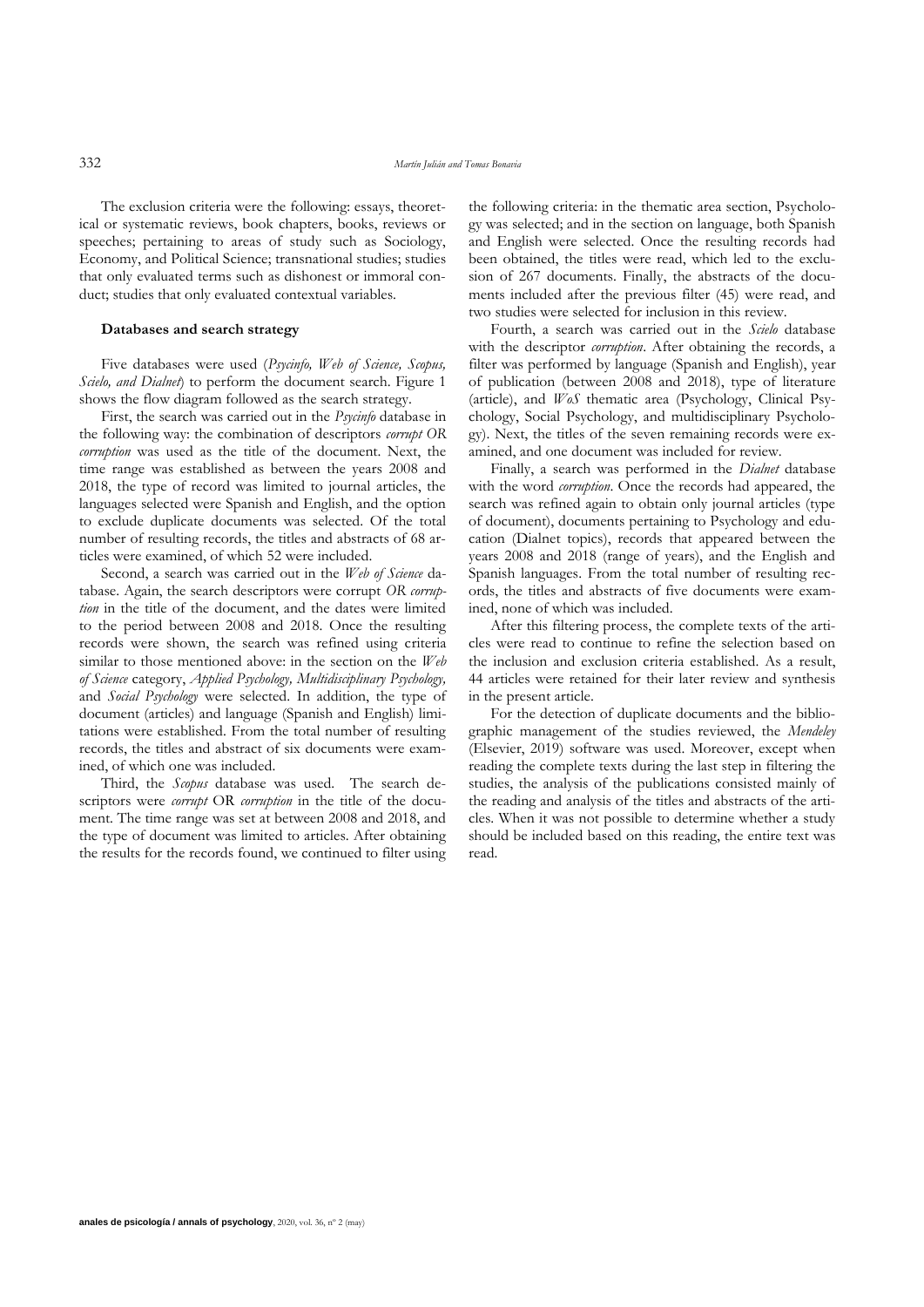The exclusion criteria were the following: essays, theoretical or systematic reviews, book chapters, books, reviews or speeches; pertaining to areas of study such as Sociology, Economy, and Political Science; transnational studies; studies that only evaluated terms such as dishonest or immoral conduct; studies that only evaluated contextual variables.

### Databases and search strategy

Five databases were used (*Psycinfo, Web of Science, Scopus, Scielo, and Dialnet*) to perform the document search. Figure 1 shows the flow diagram followed as the search strategy.

First, the search was carried out in the *Psycinfo* database in the following way: the combination of descriptors *corrupt OR corruption* was used as the title of the document. Next, the time range was established as between the years 2008 and 2018, the type of record was limited to journal articles, the languages selected were Spanish and English, and the option to exclude duplicate documents was selected. Of the total number of resulting records, the titles and abstracts of 68 articles were examined, of which 52 were included.

Second, a search was carried out in the *Web of Science* database. Again, the search descriptors were corrupt *OR corruption* in the title of the document, and the dates were limited to the period between 2008 and 2018. Once the resulting records were shown, the search was refined using criteria similar to those mentioned above: in the section on the *Web of Science* category, *Applied Psychology, Multidisciplinary Psychology,* and *Social Psychology* were selected. In addition, the type of document (articles) and language (Spanish and English) limitations were established. From the total number of resulting records, the titles and abstract of six documents were examined, of which one was included.

Third, the *Scopus* database was used. The search descriptors were *corrupt* OR *corruption* in the title of the document. The time range was set at between 2008 and 2018, and the type of document was limited to articles. After obtaining the results for the records found, we continued to filter using the following criteria: in the thematic area section, Psychology was selected; and in the section on language, both Spanish and English were selected. Once the resulting records had been obtained, the titles were read, which led to the exclusion of 267 documents. Finally, the abstracts of the documents included after the previous filter (45) were read, and two studies were selected for inclusion in this review.

Fourth, a search was carried out in the *Scielo* database with the descriptor *corruption*. After obtaining the records, a filter was performed by language (Spanish and English), year of publication (between 2008 and 2018), type of literature (article), and *WoS* thematic area (Psychology, Clinical Psychology, Social Psychology, and multidisciplinary Psychology). Next, the titles of the seven remaining records were examined, and one document was included for review.

Finally, a search was performed in the *Dialnet* database with the word *corruption*. Once the records had appeared, the search was refined again to obtain only journal articles (type of document), documents pertaining to Psychology and education (Dialnet topics), records that appeared between the years 2008 and 2018 (range of years), and the English and Spanish languages. From the total number of resulting records, the titles and abstracts of five documents were examined, none of which was included.

After this filtering process, the complete texts of the articles were read to continue to refine the selection based on the inclusion and exclusion criteria established. As a result, 44 articles were retained for their later review and synthesis in the present article.

For the detection of duplicate documents and the bibliographic management of the studies reviewed, the *Mendeley* (Elsevier, 2019) software was used. Moreover, except when reading the complete texts during the last step in filtering the studies, the analysis of the publications consisted mainly of the reading and analysis of the titles and abstracts of the articles. When it was not possible to determine whether a study should be included based on this reading, the entire text was read.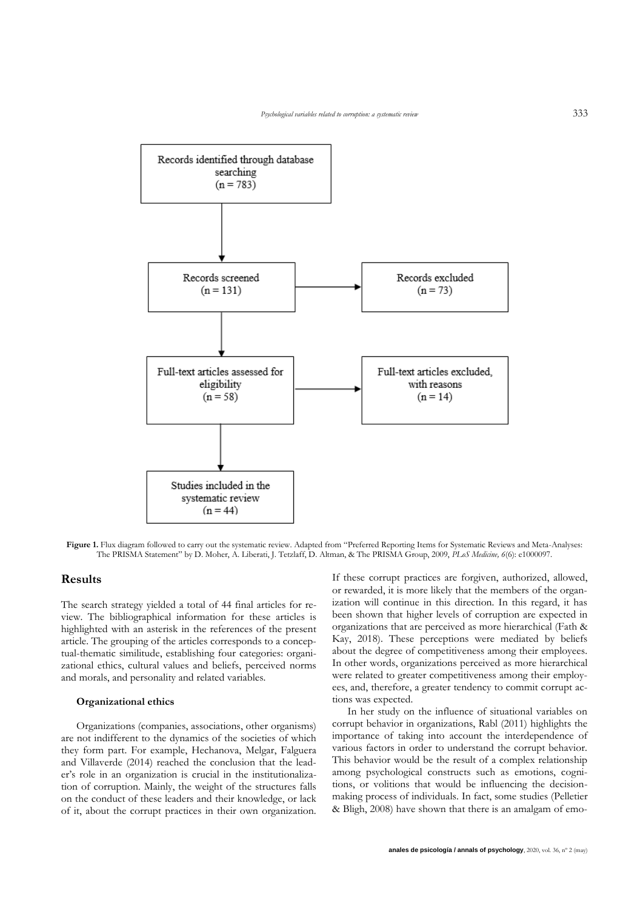Records identified through database searching (n = 783)

Records screened (n = 131)

Records excluded (n = 73)

Full-text articles assessed for eligibility (n = 58)

Full-text articles excluded, with reasons (n = 14)

Studies included in the systematic review (n = 44)

**Figure 1.** Flux diagram followed to carry out the systematic review. Adapted from "Preferred Reporting Items for Systematic Reviews and Meta-Analyses: The PRISMA Statement" by D. Moher, A. Liberati, J. Tetzlaff, D. Altman, & The PRISMA Group, 2009, *PLoS Medicine, 6*(6): e1000097.

## Results

The search strategy yielded a total of 44 final articles for review. The bibliographical information for these articles is highlighted with an asterisk in the references of the present article. The grouping of the articles corresponds to a conceptual-thematic similitude, establishing four categories: organizational ethics, cultural values and beliefs, perceived norms and morals, and personality and related variables.

### Organizational ethics

Organizations (companies, associations, other organisms) are not indifferent to the dynamics of the societies of which they form part. For example, Hechanova, Melgar, Falguera and Villaverde (2014) reached the conclusion that the leader's role in an organization is crucial in the institutionalization of corruption. Mainly, the weight of the structures falls on the conduct of these leaders and their knowledge, or lack of it, about the corrupt practices in their own organization. If these corrupt practices are forgiven, authorized, allowed, or rewarded, it is more likely that the members of the organization will continue in this direction. In this regard, it has been shown that higher levels of corruption are expected in organizations that are perceived as more hierarchical (Fath & Kay, 2018). These perceptions were mediated by beliefs about the degree of competitiveness among their employees. In other words, organizations perceived as more hierarchical were related to greater competitiveness among their employees, and, therefore, a greater tendency to commit corrupt actions was expected.

In her study on the influence of situational variables on corrupt behavior in organizations, Rabl (2011) highlights the importance of taking into account the interdependence of various factors in order to understand the corrupt behavior. This behavior would be the result of a complex relationship among psychological constructs such as emotions, cognitions, or volitions that would be influencing the decision-making process of individuals. In fact, some studies (Pelletier & Bligh, 2008) have shown that there is an amalgam of emo-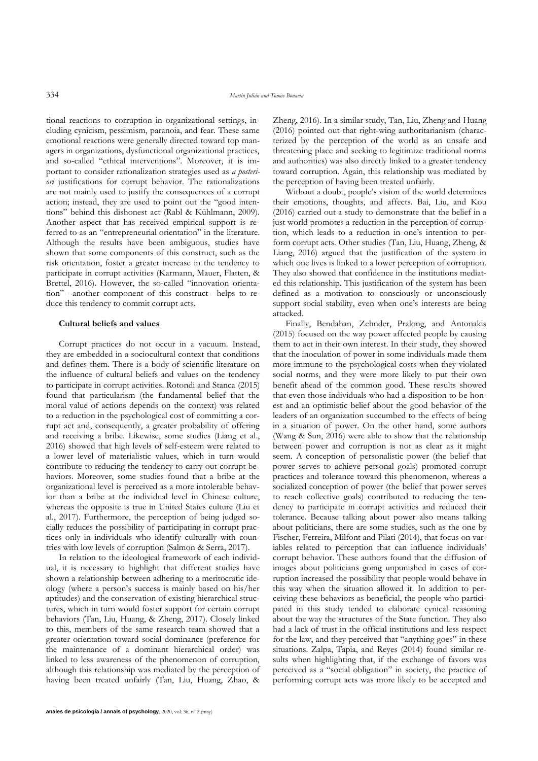tional reactions to corruption in organizational settings, including cynicism, pessimism, paranoia, and fear. These same emotional reactions were generally directed toward top managers in organizations, dysfunctional organizational practices, and so-called "ethical interventions". Moreover, it is important to consider rationalization strategies used as *a posteriori* justifications for corrupt behavior. The rationalizations are not mainly used to justify the consequences of a corrupt action; instead, they are used to point out the "good intentions" behind this dishonest act (Rabl & Kühlmann, 2009). Another aspect that has received empirical support is referred to as an "entrepreneurial orientation" in the literature. Although the results have been ambiguous, studies have shown that some components of this construct, such as the risk orientation, foster a greater increase in the tendency to participate in corrupt activities (Karmann, Mauer, Flatten, & Brettel, 2016). However, the so-called "innovation orientation" –another component of this construct– helps to reduce this tendency to commit corrupt acts.

### Cultural beliefs and values

Corrupt practices do not occur in a vacuum. Instead, they are embedded in a sociocultural context that conditions and defines them. There is a body of scientific literature on the influence of cultural beliefs and values on the tendency to participate in corrupt activities. Rotondi and Stanca (2015) found that particularism (the fundamental belief that the moral value of actions depends on the context) was related to a reduction in the psychological cost of committing a corrupt act and, consequently, a greater probability of offering and receiving a bribe. Likewise, some studies (Liang et al., 2016) showed that high levels of self-esteem were related to a lower level of materialistic values, which in turn would contribute to reducing the tendency to carry out corrupt behaviors. Moreover, some studies found that a bribe at the organizational level is perceived as a more intolerable behavior than a bribe at the individual level in Chinese culture, whereas the opposite is true in United States culture (Liu et al., 2017). Furthermore, the perception of being judged socially reduces the possibility of participating in corrupt practices only in individuals who identify culturally with countries with low levels of corruption (Salmon & Serra, 2017).

In relation to the ideological framework of each individual, it is necessary to highlight that different studies have shown a relationship between adhering to a meritocratic ideology (where a person's success is mainly based on his/her aptitudes) and the conservation of existing hierarchical structures, which in turn would foster support for certain corrupt behaviors (Tan, Liu, Huang, & Zheng, 2017). Closely linked to this, members of the same research team showed that a greater orientation toward social dominance (preference for the maintenance of a dominant hierarchical order) was linked to less awareness of the phenomenon of corruption, although this relationship was mediated by the perception of having been treated unfairly (Tan, Liu, Huang, Zhao, & Zheng, 2016). In a similar study, Tan, Liu, Zheng and Huang (2016) pointed out that right-wing authoritarianism (characterized by the perception of the world as an unsafe and threatening place and seeking to legitimize traditional norms and authorities) was also directly linked to a greater tendency toward corruption. Again, this relationship was mediated by the perception of having been treated unfairly.

Without a doubt, people's vision of the world determines their emotions, thoughts, and affects. Bai, Liu, and Kou (2016) carried out a study to demonstrate that the belief in a just world promotes a reduction in the perception of corruption, which leads to a reduction in one's intention to perform corrupt acts. Other studies (Tan, Liu, Huang, Zheng, & Liang, 2016) argued that the justification of the system in which one lives is linked to a lower perception of corruption. They also showed that confidence in the institutions mediated this relationship. This justification of the system has been defined as a motivation to consciously or unconsciously support social stability, even when one's interests are being attacked.

Finally, Bendahan, Zehnder, Pralong, and Antonakis (2015) focused on the way power affected people by causing them to act in their own interest. In their study, they showed that the inoculation of power in some individuals made them more immune to the psychological costs when they violated social norms, and they were more likely to put their own benefit ahead of the common good. These results showed that even those individuals who had a disposition to be honest and an optimistic belief about the good behavior of the leaders of an organization succumbed to the effects of being in a situation of power. On the other hand, some authors (Wang & Sun, 2016) were able to show that the relationship between power and corruption is not as clear as it might seem. A conception of personalistic power (the belief that power serves to achieve personal goals) promoted corrupt practices and tolerance toward this phenomenon, whereas a socialized conception of power (the belief that power serves to reach collective goals) contributed to reducing the tendency to participate in corrupt activities and reduced their tolerance. Because talking about power also means talking about politicians, there are some studies, such as the one by Fischer, Ferreira, Milfont and Pilati (2014), that focus on variables related to perception that can influence individuals' corrupt behavior. These authors found that the diffusion of images about politicians going unpunished in cases of corruption increased the possibility that people would behave in this way when the situation allowed it. In addition to perceiving these behaviors as beneficial, the people who participated in this study tended to elaborate cynical reasoning about the way the structures of the State function. They also had a lack of trust in the official institutions and less respect for the law, and they perceived that "anything goes" in these situations. Zalpa, Tapia, and Reyes (2014) found similar results when highlighting that, if the exchange of favors was perceived as a "social obligation" in society, the practice of performing corrupt acts was more likely to be accepted and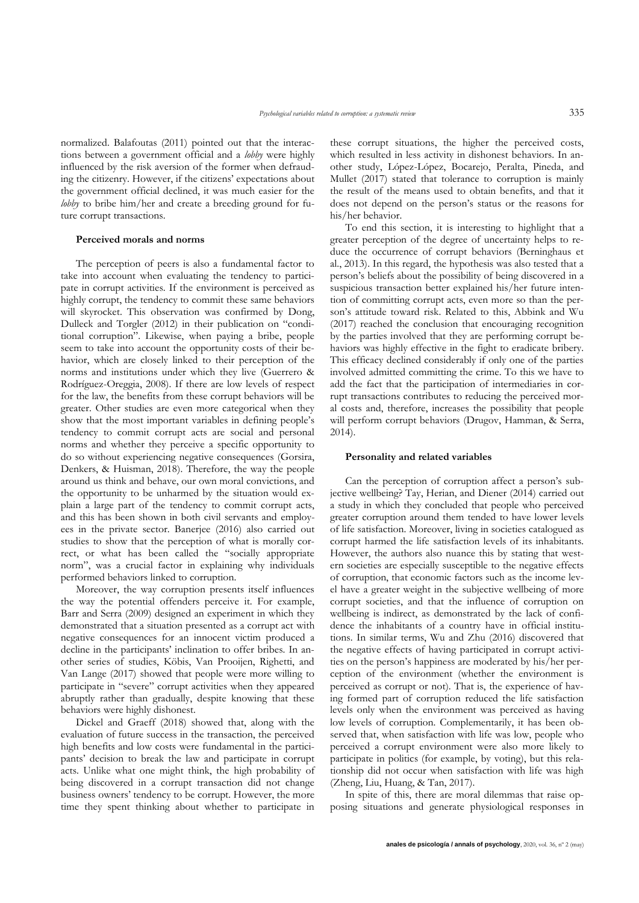normalized. Balafoutas (2011) pointed out that the interactions between a government official and a *lobby* were highly influenced by the risk aversion of the former when defrauding the citizenry. However, if the citizens' expectations about the government official declined, it was much easier for the *lobby* to bribe him/her and create a breeding ground for future corrupt transactions.

### Perceived morals and norms

The perception of peers is also a fundamental factor to take into account when evaluating the tendency to participate in corrupt activities. If the environment is perceived as highly corrupt, the tendency to commit these same behaviors will skyrocket. This observation was confirmed by Dong, Dulleck and Torgler (2012) in their publication on "conditional corruption". Likewise, when paying a bribe, people seem to take into account the opportunity costs of their behavior, which are closely linked to their perception of the norms and institutions under which they live (Guerrero & Rodríguez-Oreggia, 2008). If there are low levels of respect for the law, the benefits from these corrupt behaviors will be greater. Other studies are even more categorical when they show that the most important variables in defining people's tendency to commit corrupt acts are social and personal norms and whether they perceive a specific opportunity to do so without experiencing negative consequences (Gorsira, Denkers, & Huisman, 2018). Therefore, the way the people around us think and behave, our own moral convictions, and the opportunity to be unharmed by the situation would explain a large part of the tendency to commit corrupt acts, and this has been shown in both civil servants and employees in the private sector. Banerjee (2016) also carried out studies to show that the perception of what is morally correct, or what has been called the "socially appropriate norm", was a crucial factor in explaining why individuals performed behaviors linked to corruption.

Moreover, the way corruption presents itself influences the way the potential offenders perceive it. For example, Barr and Serra (2009) designed an experiment in which they demonstrated that a situation presented as a corrupt act with negative consequences for an innocent victim produced a decline in the participants' inclination to offer bribes. In another series of studies, Köbis, Van Prooijen, Righetti, and Van Lange (2017) showed that people were more willing to participate in "severe" corrupt activities when they appeared abruptly rather than gradually, despite knowing that these behaviors were highly dishonest.

Dickel and Graeff (2018) showed that, along with the evaluation of future success in the transaction, the perceived high benefits and low costs were fundamental in the participants' decision to break the law and participate in corrupt acts. Unlike what one might think, the high probability of being discovered in a corrupt transaction did not change business owners' tendency to be corrupt. However, the more time they spent thinking about whether to participate in these corrupt situations, the higher the perceived costs, which resulted in less activity in dishonest behaviors. In another study, López-López, Bocarejo, Peralta, Pineda, and Mullet (2017) stated that tolerance to corruption is mainly the result of the means used to obtain benefits, and that it does not depend on the person's status or the reasons for his/her behavior.

To end this section, it is interesting to highlight that a greater perception of the degree of uncertainty helps to reduce the occurrence of corrupt behaviors (Berninghaus et al., 2013). In this regard, the hypothesis was also tested that a person's beliefs about the possibility of being discovered in a suspicious transaction better explained his/her future intention of committing corrupt acts, even more so than the person's attitude toward risk. Related to this, Abbink and Wu (2017) reached the conclusion that encouraging recognition by the parties involved that they are performing corrupt behaviors was highly effective in the fight to eradicate bribery. This efficacy declined considerably if only one of the parties involved admitted committing the crime. To this we have to add the fact that the participation of intermediaries in corrupt transactions contributes to reducing the perceived moral costs and, therefore, increases the possibility that people will perform corrupt behaviors (Drugov, Hamman, & Serra, 2014).

### Personality and related variables

Can the perception of corruption affect a person's subjective wellbeing? Tay, Herian, and Diener (2014) carried out a study in which they concluded that people who perceived greater corruption around them tended to have lower levels of life satisfaction. Moreover, living in societies catalogued as corrupt harmed the life satisfaction levels of its inhabitants. However, the authors also nuance this by stating that western societies are especially susceptible to the negative effects of corruption, that economic factors such as the income level have a greater weight in the subjective wellbeing of more corrupt societies, and that the influence of corruption on wellbeing is indirect, as demonstrated by the lack of confidence the inhabitants of a country have in official institutions. In similar terms, Wu and Zhu (2016) discovered that the negative effects of having participated in corrupt activities on the person's happiness are moderated by his/her perception of the environment (whether the environment is perceived as corrupt or not). That is, the experience of having formed part of corruption reduced the life satisfaction levels only when the environment was perceived as having low levels of corruption. Complementarily, it has been observed that, when satisfaction with life was low, people who perceived a corrupt environment were also more likely to participate in politics (for example, by voting), but this relationship did not occur when satisfaction with life was high (Zheng, Liu, Huang, & Tan, 2017).

In spite of this, there are moral dilemmas that raise opposing situations and generate physiological responses in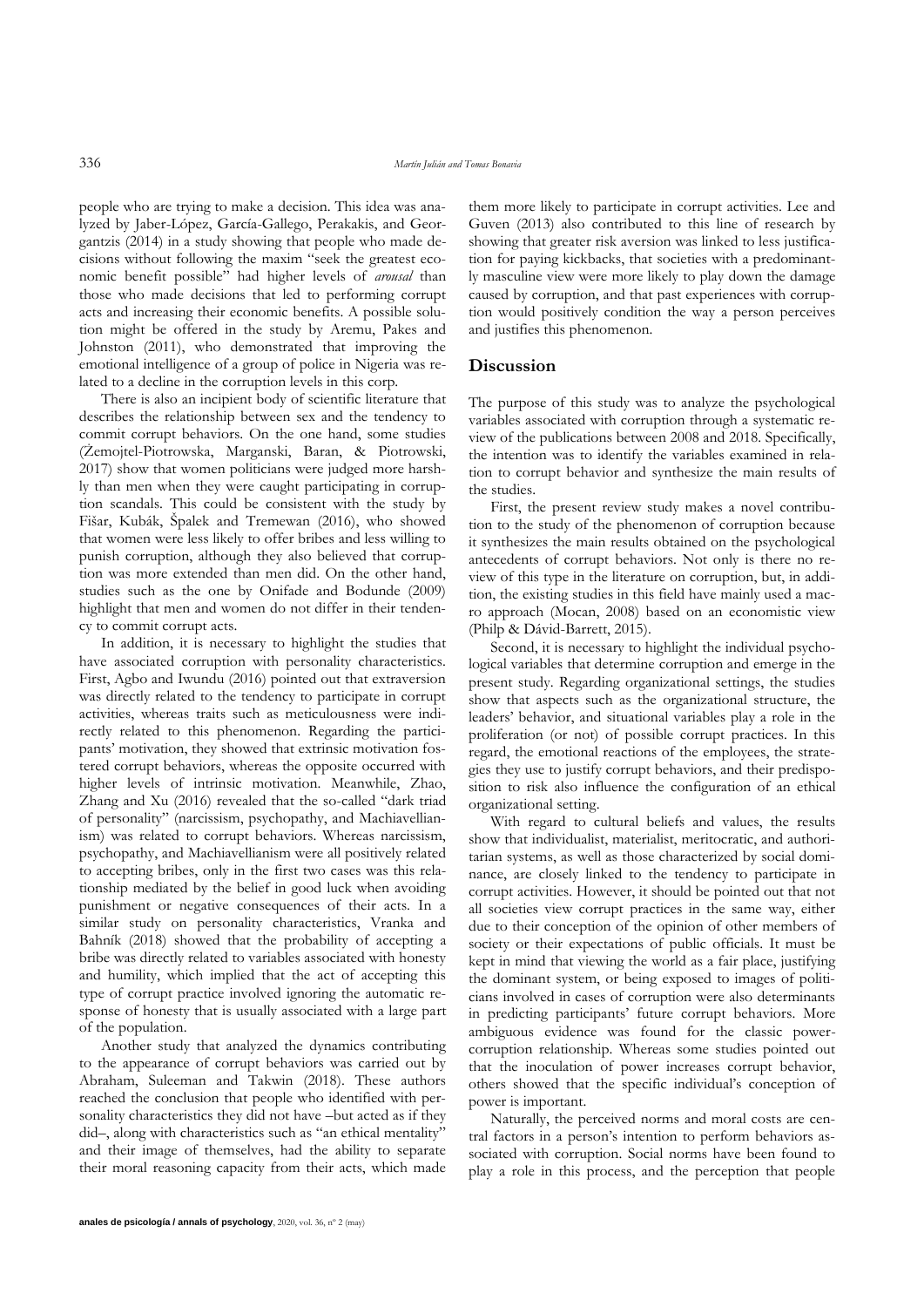people who are trying to make a decision. This idea was analyzed by Jaber-López, García-Gallego, Perakakis, and Georgantzis (2014) in a study showing that people who made decisions without following the maxim "seek the greatest economic benefit possible" had higher levels of *arousal* than those who made decisions that led to performing corrupt acts and increasing their economic benefits. A possible solution might be offered in the study by Aremu, Pakes and Johnston (2011), who demonstrated that improving the emotional intelligence of a group of police in Nigeria was related to a decline in the corruption levels in this corp.

There is also an incipient body of scientific literature that describes the relationship between sex and the tendency to commit corrupt behaviors. On the one hand, some studies (Żemojtel-Piotrowska, Marganski, Baran, & Piotrowski, 2017) show that women politicians were judged more harshly than men when they were caught participating in corruption scandals. This could be consistent with the study by Fišar, Kubák, Špalek and Tremewan (2016), who showed that women were less likely to offer bribes and less willing to punish corruption, although they also believed that corruption was more extended than men did. On the other hand, studies such as the one by Onifade and Bodunde (2009) highlight that men and women do not differ in their tendency to commit corrupt acts.

In addition, it is necessary to highlight the studies that have associated corruption with personality characteristics. First, Agbo and Iwundu (2016) pointed out that extraversion was directly related to the tendency to participate in corrupt activities, whereas traits such as meticulousness were indirectly related to this phenomenon. Regarding the participants' motivation, they showed that extrinsic motivation fostered corrupt behaviors, whereas the opposite occurred with higher levels of intrinsic motivation. Meanwhile, Zhao, Zhang and Xu (2016) revealed that the so-called "dark triad of personality" (narcissism, psychopathy, and Machiavellianism) was related to corrupt behaviors. Whereas narcissism, psychopathy, and Machiavellianism were all positively related to accepting bribes, only in the first two cases was this relationship mediated by the belief in good luck when avoiding punishment or negative consequences of their acts. In a similar study on personality characteristics, Vranka and Bahník (2018) showed that the probability of accepting a bribe was directly related to variables associated with honesty and humility, which implied that the act of accepting this type of corrupt practice involved ignoring the automatic response of honesty that is usually associated with a large part of the population.

Another study that analyzed the dynamics contributing to the appearance of corrupt behaviors was carried out by Abraham, Suleeman and Takwin (2018). These authors reached the conclusion that people who identified with personality characteristics they did not have –but acted as if they did–, along with characteristics such as "an ethical mentality" and their image of themselves, had the ability to separate their moral reasoning capacity from their acts, which made them more likely to participate in corrupt activities. Lee and Guven (2013) also contributed to this line of research by showing that greater risk aversion was linked to less justification for paying kickbacks, that societies with a predominantly masculine view were more likely to play down the damage caused by corruption, and that past experiences with corruption would positively condition the way a person perceives and justifies this phenomenon.

## Discussion

The purpose of this study was to analyze the psychological variables associated with corruption through a systematic review of the publications between 2008 and 2018. Specifically, the intention was to identify the variables examined in relation to corrupt behavior and synthesize the main results of the studies.

First, the present review study makes a novel contribution to the study of the phenomenon of corruption because it synthesizes the main results obtained on the psychological antecedents of corrupt behaviors. Not only is there no review of this type in the literature on corruption, but, in addition, the existing studies in this field have mainly used a macro approach (Mocan, 2008) based on an economistic view (Philp & Dávid-Barrett, 2015).

Second, it is necessary to highlight the individual psychological variables that determine corruption and emerge in the present study. Regarding organizational settings, the studies show that aspects such as the organizational structure, the leaders' behavior, and situational variables play a role in the proliferation (or not) of possible corrupt practices. In this regard, the emotional reactions of the employees, the strategies they use to justify corrupt behaviors, and their predisposition to risk also influence the configuration of an ethical organizational setting.

With regard to cultural beliefs and values, the results show that individualist, materialist, meritocratic, and authoritarian systems, as well as those characterized by social dominance, are closely linked to the tendency to participate in corrupt activities. However, it should be pointed out that not all societies view corrupt practices in the same way, either due to their conception of the opinion of other members of society or their expectations of public officials. It must be kept in mind that viewing the world as a fair place, justifying the dominant system, or being exposed to images of politicians involved in cases of corruption were also determinants in predicting participants' future corrupt behaviors. More ambiguous evidence was found for the classic power-corruption relationship. Whereas some studies pointed out that the inoculation of power increases corrupt behavior, others showed that the specific individual's conception of power is important.

Naturally, the perceived norms and moral costs are central factors in a person's intention to perform behaviors associated with corruption. Social norms have been found to play a role in this process, and the perception that people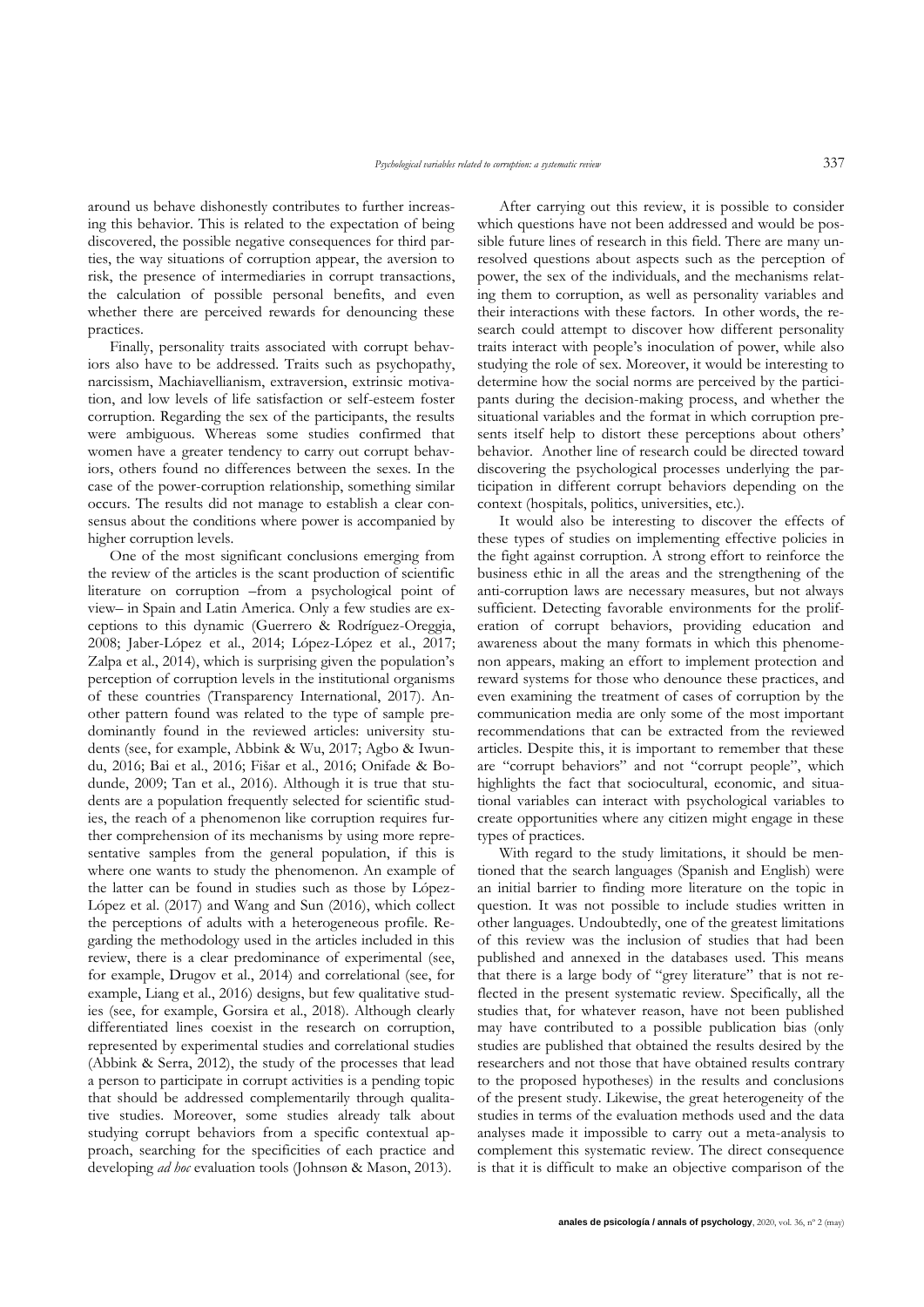around us behave dishonestly contributes to further increasing this behavior. This is related to the expectation of being discovered, the possible negative consequences for third parties, the way situations of corruption appear, the aversion to risk, the presence of intermediaries in corrupt transactions, the calculation of possible personal benefits, and even whether there are perceived rewards for denouncing these practices.

Finally, personality traits associated with corrupt behaviors also have to be addressed. Traits such as psychopathy, narcissism, Machiavellianism, extraversion, extrinsic motivation, and low levels of life satisfaction or self-esteem foster corruption. Regarding the sex of the participants, the results were ambiguous. Whereas some studies confirmed that women have a greater tendency to carry out corrupt behaviors, others found no differences between the sexes. In the case of the power-corruption relationship, something similar occurs. The results did not manage to establish a clear consensus about the conditions where power is accompanied by higher corruption levels.

One of the most significant conclusions emerging from the review of the articles is the scant production of scientific literature on corruption –from a psychological point of view– in Spain and Latin America. Only a few studies are exceptions to this dynamic (Guerrero & Rodríguez-Oreggia, 2008; Jaber-López et al., 2014; López-López et al., 2017; Zalpa et al., 2014), which is surprising given the population's perception of corruption levels in the institutional organisms of these countries (Transparency International, 2017). Another pattern found was related to the type of sample predominantly found in the reviewed articles: university students (see, for example, Abbink & Wu, 2017; Agbo & Iwundu, 2016; Bai et al., 2016; Fišar et al., 2016; Onifade & Bodunde, 2009; Tan et al., 2016). Although it is true that students are a population frequently selected for scientific studies, the reach of a phenomenon like corruption requires further comprehension of its mechanisms by using more representative samples from the general population, if this is where one wants to study the phenomenon. An example of the latter can be found in studies such as those by López-López et al. (2017) and Wang and Sun (2016), which collect the perceptions of adults with a heterogeneous profile. Regarding the methodology used in the articles included in this review, there is a clear predominance of experimental (see, for example, Drugov et al., 2014) and correlational (see, for example, Liang et al., 2016) designs, but few qualitative studies (see, for example, Gorsira et al., 2018). Although clearly differentiated lines coexist in the research on corruption, represented by experimental studies and correlational studies (Abbink & Serra, 2012), the study of the processes that lead a person to participate in corrupt activities is a pending topic that should be addressed complementarily through qualitative studies. Moreover, some studies already talk about studying corrupt behaviors from a specific contextual approach, searching for the specificities of each practice and developing *ad hoc* evaluation tools (Johnsøn & Mason, 2013).

After carrying out this review, it is possible to consider which questions have not been addressed and would be possible future lines of research in this field. There are many unresolved questions about aspects such as the perception of power, the sex of the individuals, and the mechanisms relating them to corruption, as well as personality variables and their interactions with these factors. In other words, the research could attempt to discover how different personality traits interact with people's inoculation of power, while also studying the role of sex. Moreover, it would be interesting to determine how the social norms are perceived by the participants during the decision-making process, and whether the situational variables and the format in which corruption presents itself help to distort these perceptions about others' behavior. Another line of research could be directed toward discovering the psychological processes underlying the participation in different corrupt behaviors depending on the context (hospitals, politics, universities, etc.).

It would also be interesting to discover the effects of these types of studies on implementing effective policies in the fight against corruption. A strong effort to reinforce the business ethic in all the areas and the strengthening of the anti-corruption laws are necessary measures, but not always sufficient. Detecting favorable environments for the proliferation of corrupt behaviors, providing education and awareness about the many formats in which this phenomenon appears, making an effort to implement protection and reward systems for those who denounce these practices, and even examining the treatment of cases of corruption by the communication media are only some of the most important recommendations that can be extracted from the reviewed articles. Despite this, it is important to remember that these are "corrupt behaviors" and not "corrupt people", which highlights the fact that sociocultural, economic, and situational variables can interact with psychological variables to create opportunities where any citizen might engage in these types of practices.

With regard to the study limitations, it should be mentioned that the search languages (Spanish and English) were an initial barrier to finding more literature on the topic in question. It was not possible to include studies written in other languages. Undoubtedly, one of the greatest limitations of this review was the inclusion of studies that had been published and annexed in the databases used. This means that there is a large body of "grey literature" that is not reflected in the present systematic review. Specifically, all the studies that, for whatever reason, have not been published may have contributed to a possible publication bias (only studies are published that obtained the results desired by the researchers and not those that have obtained results contrary to the proposed hypotheses) in the results and conclusions of the present study. Likewise, the great heterogeneity of the studies in terms of the evaluation methods used and the data analyses made it impossible to carry out a meta-analysis to complement this systematic review. The direct consequence is that it is difficult to make an objective comparison of the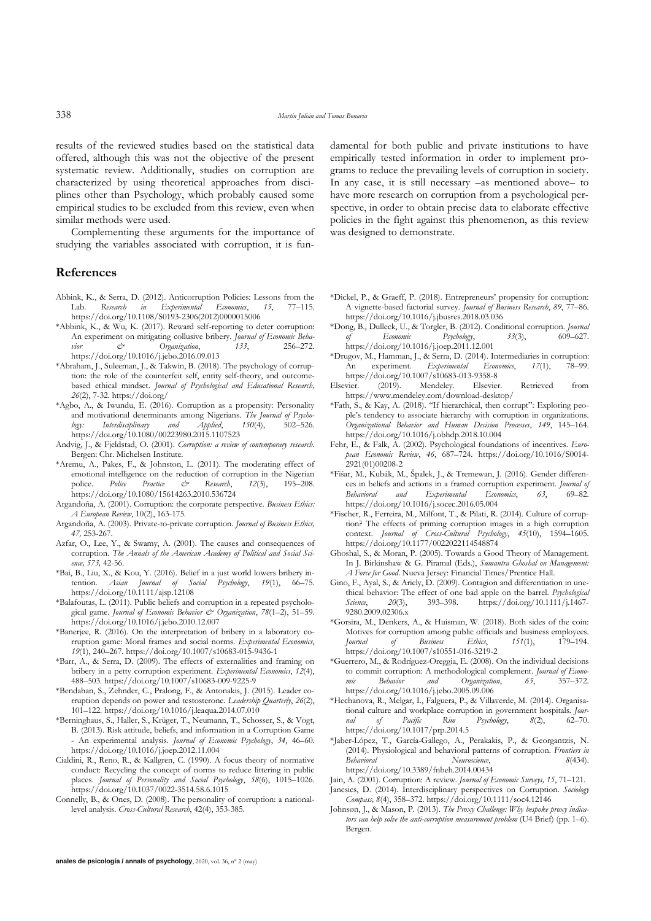results of the reviewed studies based on the statistical data offered, although this was not the objective of the present systematic review. Additionally, studies on corruption are characterized by using theoretical approaches from disciplines other than Psychology, which probably caused some empirical studies to be excluded from this review, even when similar methods were used.

Complementing these arguments for the importance of studying the variables associated with corruption, it is fundamental for both public and private institutions to have empirically tested information in order to implement programs to reduce the prevailing levels of corruption in society. In any case, it is still necessary –as mentioned above– to have more research on corruption from a psychological perspective, in order to obtain precise data to elaborate effective policies in the fight against this phenomenon, as this review was designed to demonstrate.

## References

Abbink, K., & Serra, D. (2012). Anticorruption Policies: Lessons from the Lab. *Research in Experimental Economics*, *15*, 77–115. https://doi.org/10.1108/S0193-2306(2012)0000015006

*Abbink, K., & Wu, K. (2017). Reward self-reporting to deter corruption: An experiment on mitigating collusive bribery. *Journal of Economic Behavior & Organization*, *133*, 256–272. https://doi.org/10.1016/j.jebo.2016.09.013

*Abraham, J., Suleeman, J., & Takwin, B. (2018). The psychology of corruption: the role of the counterfeit self, entity self-theory, and outcome-based ethical mindset. *Journal of Psychological and Educational Research, 26*(2), 7-32. https://doi.org/

*Agbo, A., & Iwundu, E. (2016). Corruption as a propensity: Personality and motivational determinants among Nigerians. *The Journal of Psychology: Interdisciplinary and Applied*, *150*(4), 502–526. https://doi.org/10.1080/00223980.2015.1107523

Andvig, J., & Fjeldstad, O. (2001). *Corruption: a review of contemporary research*. Bergen: Chr. Michelsen Institute.

*Aremu, A., Pakes, F., & Johnston, L. (2011). The moderating effect of emotional intelligence on the reduction of corruption in the Nigerian police. *Police Practice & Research*, *12*(3), 195–208. https://doi.org/10.1080/15614263.2010.536724

Argandoña, A. (2001). Corruption: the corporate perspective. *Business Ethics: A European Review*, 10(2), 163-175.

Argandoña, A. (2003). Private-to-private corruption. *Journal of Business Ethics, 47,* 253-267.

Azfar, O., Lee, Y., & Swamy, A. (2001). The causes and consequences of corruption. *The Annals of the American Academy of Political and Social Science, 573,* 42-56.

*Bai, B., Liu, X., & Kou, Y. (2016). Belief in a just world lowers bribery intention. *Asian Journal of Social Psychology*, *19*(1), 66–75. https://doi.org/10.1111/ajsp.12108

*Balafoutas, L. (2011). Public beliefs and corruption in a repeated psychological game. *Journal of Economic Behavior & Organization*, *78*(1–2), 51–59. https://doi.org/10.1016/j.jebo.2010.12.007

*Banerjee, R. (2016). On the interpretation of bribery in a laboratory corruption game: Moral frames and social norms. *Experimental Economics*, *19*(1), 240–267. https://doi.org/10.1007/s10683-015-9436-1

*Barr, A., & Serra, D. (2009). The effects of externalities and framing on bribery in a petty corruption experiment. *Experimental Economics*, *12*(4), 488–503. https://doi.org/10.1007/s10683-009-9225-9

*Bendahan, S., Zehnder, C., Pralong, F., & Antonakis, J. (2015). Leader corruption depends on power and testosterone. *Leadership Quarterly*, *26*(2), 101–122. https://doi.org/10.1016/j.leaqua.2014.07.010

*Berninghaus, S., Haller, S., Krüger, T., Neumann, T., Schosser, S., & Vogt, B. (2013). Risk attitude, beliefs, and information in a Corruption Game - An experimental analysis. *Journal of Economic Psychology*, *34*, 46–60. https://doi.org/10.1016/j.joep.2012.11.004

Cialdini, R., Reno, R., & Kallgren, C. (1990). A focus theory of normative conduct: Recycling the concept of norms to reduce littering in public places. *Journal of Personality and Social Psychology*, *58*(6), 1015–1026. https://doi.org/10.1037/0022-3514.58.6.1015

Connelly, B., & Ones, D. (2008). The personality of corruption: a national-level analysis. *Cross-Cultural Research*, 42(4), 353-385.

*Dickel, P., & Graeff, P. (2018). Entrepreneurs' propensity for corruption: A vignette-based factorial survey. *Journal of Business Research*, *89*, 77–86. https://doi.org/10.1016/j.jbusres.2018.03.036

*Dong, B., Dulleck, U., & Torgler, B. (2012). Conditional corruption. *Journal of Economic Psychology*, *33*(3), 609–627. https://doi.org/10.1016/j.joep.2011.12.001

*Drugov, M., Hamman, J., & Serra, D. (2014). Intermediaries in corruption: An experiment. *Experimental Economics*, *17*(1), 78–99. https://doi.org/10.1007/s10683-013-9358-8

Elsevier. (2019). Mendeley. Elsevier. Retrieved from https://www.mendeley.com/download-desktop/

*Fath, S., & Kay, A. (2018). "If hierarchical, then corrupt": Exploring people's tendency to associate hierarchy with corruption in organizations. *Organizational Behavior and Human Decision Processes*, *149*, 145–164. https://doi.org/10.1016/j.obhdp.2018.10.004

Fehr, E., & Falk, A. (2002). Psychological foundations of incentives. *European Economic Review*, *46*, 687–724. https://doi.org/10.1016/S0014-2921(01)00208-2

*Fišar, M., Kubák, M., Špalek, J., & Tremewan, J. (2016). Gender differences in beliefs and actions in a framed corruption experiment. *Journal of Behavioral and Experimental Economics*, *63*, 69–82. https://doi.org/10.1016/j.socec.2016.05.004

*Fischer, R., Ferreira, M., Milfont, T., & Pilati, R. (2014). Culture of corruption? The effects of priming corruption images in a high corruption context. *Journal of Cross-Cultural Psychology*, *45*(10), 1594–1605. https://doi.org/10.1177/0022022114548874

Ghoshal, S., & Moran, P. (2005). Towards a Good Theory of Management. In J. Birkinshaw & G. Piramal (Eds.), *Sumantra Ghoshal on Management: A Force for Good*. Nueva Jersey: Financial Times/Prentice Hall.

Gino, F., Ayal, S., & Ariely, D. (2009). Contagion and differentiation in unethical behavior: The effect of one bad apple on the barrel. *Psychological Science*, *20*(3), 393–398. https://doi.org/10.1111/j.1467-9280.2009.02306.x

*Gorsira, M., Denkers, A., & Huisman, W. (2018). Both sides of the coin: Motives for corruption among public officials and business employees. *Journal of Business Ethics*, *151*(1), 179–194. https://doi.org/10.1007/s10551-016-3219-2

*Guerrero, M., & Rodríguez-Oreggia, E. (2008). On the individual decisions to commit corruption: A methodological complement. *Journal of Economic Behavior and Organization*, *65*, 357–372. https://doi.org/10.1016/j.jebo.2005.09.006

*Hechanova, R., Melgar, I., Falguera, P., & Villaverde, M. (2014). Organisational culture and workplace corruption in government hospitals. *Journal of Pacific Rim Psychology*, *8*(2), 62–70. https://doi.org/10.1017/prp.2014.5

*Jaber-López, T., García-Gallego, A., Perakakis, P., & Georgantzis, N. (2014). Physiological and behavioral patterns of corruption. *Frontiers in Behavioral Neuroscience*, *8*(434). https://doi.org/10.3389/fnbeh.2014.00434

Jain, A. (2001). Corruption: A review. *Journal of Economic Surveys, 15*, 71–121.

Jancsics, D. (2014). Interdisciplinary perspectives on Corruption. *Sociology Compass, 8*(4), 358–372. https://doi.org/10.1111/soc4.12146

Johnson, J., & Mason, P. (2013). *The Proxy Challenge: Why bespoke proxy indicators can help solve the anti-corruption measurement problem* (U4 Brief) (pp. 1–6). Bergen.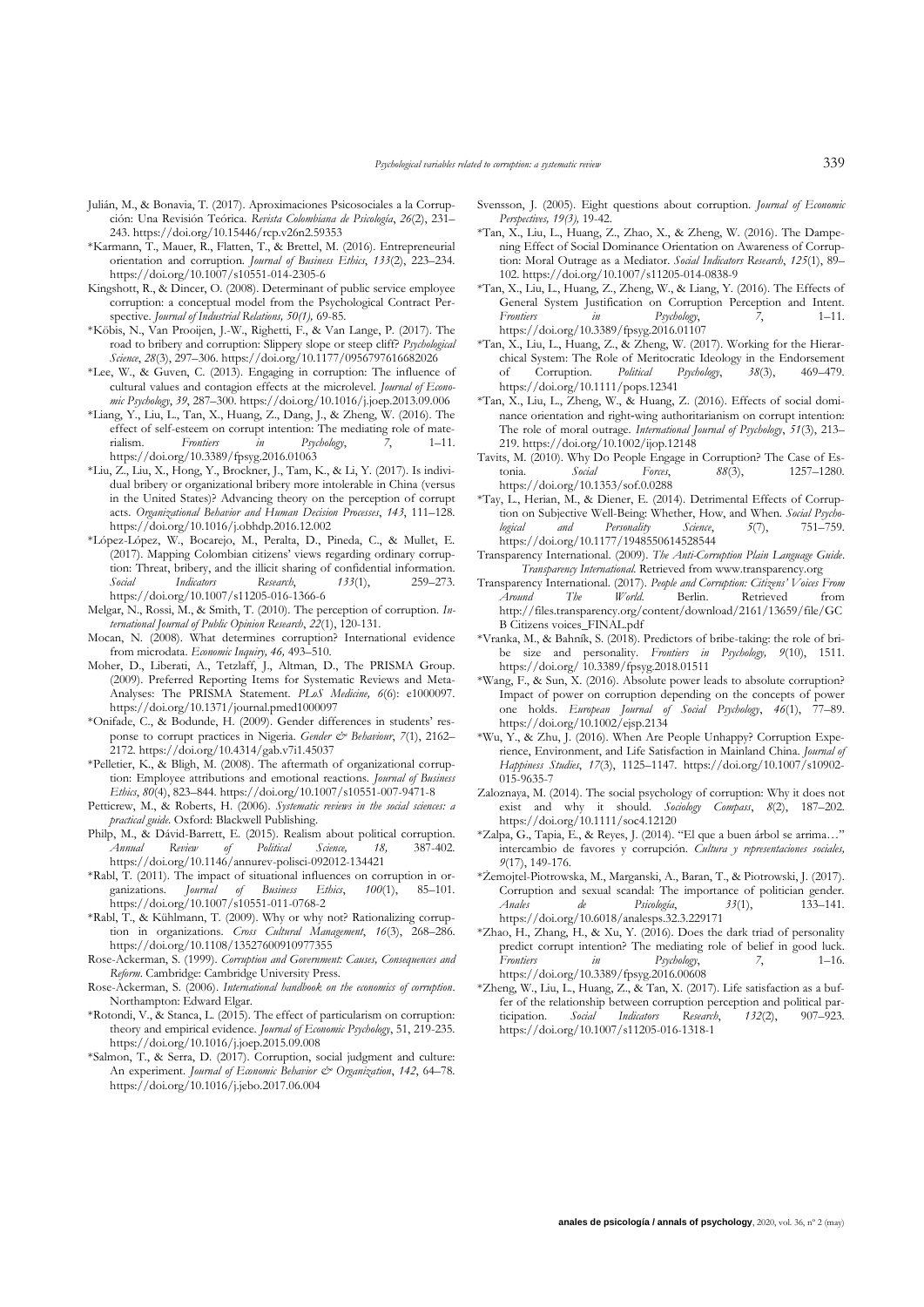Julián, M., & Bonavia, T. (2017). Aproximaciones Psicosociales a la Corrupción: Una Revisión Teórica. *Revista Colombiana de Psicología*, *26*(2), 231–243. https://doi.org/10.15446/rcp.v26n2.59353

*Karmann, T., Mauer, R., Flatten, T., & Brettel, M. (2016). Entrepreneurial orientation and corruption. *Journal of Business Ethics*, *133*(2), 223–234. https://doi.org/10.1007/s10551-014-2305-6

Kingshott, R., & Dincer, O. (2008). Determinant of public service employee corruption: a conceptual model from the Psychological Contract Perspective. *Journal of Industrial Relations, 50(1),* 69-85.

*Köbis, N., Van Prooijen, J.-W., Righetti, F., & Van Lange, P. (2017). The road to bribery and corruption: Slippery slope or steep cliff? *Psychological Science*, *28*(3), 297–306. https://doi.org/10.1177/0956797616682026

*Lee, W., & Guven, C. (2013). Engaging in corruption: The influence of cultural values and contagion effects at the microlevel. *Journal of Economic Psychology*, *39*, 287–300. https://doi.org/10.1016/j.joep.2013.09.006

*Liang, Y., Liu, L., Tan, X., Huang, Z., Dang, J., & Zheng, W. (2016). The effect of self-esteem on corrupt intention: The mediating role of materialism. *Frontiers in Psychology*, *7*, 1–11. https://doi.org/10.3389/fpsyg.2016.01063

*Liu, Z., Liu, X., Hong, Y., Brockner, J., Tam, K., & Li, Y. (2017). Is individual bribery or organizational bribery more intolerable in China (versus in the United States)? Advancing theory on the perception of corrupt acts. *Organizational Behavior and Human Decision Processes*, *143*, 111–128. https://doi.org/10.1016/j.obhdp.2016.12.002

*López-López, W., Bocarejo, M., Peralta, D., Pineda, C., & Mullet, E. (2017). Mapping Colombian citizens' views regarding ordinary corruption: Threat, bribery, and the illicit sharing of confidential information. *Social Indicators Research*, *133*(1), 259–273. https://doi.org/10.1007/s11205-016-1366-6

Melgar, N., Rossi, M., & Smith, T. (2010). The perception of corruption. *International Journal of Public Opinion Research*, *22*(1), 120-131.

Mocan, N. (2008). What determines corruption? International evidence from microdata. *Economic Inquiry, 46,* 493–510.

Moher, D., Liberati, A., Tetzlaff, J., Altman, D., The PRISMA Group. (2009). Preferred Reporting Items for Systematic Reviews and Meta-Analyses: The PRISMA Statement. *PLoS Medicine, 6*(6): e1000097. https://doi.org/10.1371/journal.pmed1000097

*Onifade, C., & Bodunde, H. (2009). Gender differences in students' response to corrupt practices in Nigeria. *Gender & Behaviour*, *7*(1), 2162–2172. https://doi.org/10.4314/gab.v7i1.45037

*Pelletier, K., & Bligh, M. (2008). The aftermath of organizational corruption: Employee attributions and emotional reactions. *Journal of Business Ethics*, *80*(4), 823–844. https://doi.org/10.1007/s10551-007-9471-8

Petticrew, M., & Roberts, H. (2006). *Systematic reviews in the social sciences: a practical guide.* Oxford: Blackwell Publishing.

Philp, M., & Dávid-Barrett, E. (2015). Realism about political corruption. *Annual Review of Political Science, 18,* 387-402. https://doi.org/10.1146/annurev-polisci-092012-134421

*Rabl, T. (2011). The impact of situational influences on corruption in organizations. *Journal of Business Ethics*, *100*(1), 85–101. https://doi.org/10.1007/s10551-011-0768-2

*Rabl, T., & Kühlmann, T. (2009). Why or why not? Rationalizing corruption in organizations. *Cross Cultural Management*, *16*(3), 268–286. https://doi.org/10.1108/13527600910977355

Rose-Ackerman, S. (1999). *Corruption and Government: Causes, Consequences and Reform.* Cambridge: Cambridge University Press.

Rose-Ackerman, S. (2006). *International handbook on the economics of corruption*. Northampton: Edward Elgar.

*Rotondi, V., & Stanca, L. (2015). The effect of particularism on corruption: theory and empirical evidence. *Journal of Economic Psychology*, 51, 219-235. https://doi.org/10.1016/j.joep.2015.09.008

*Salmon, T., & Serra, D. (2017). Corruption, social judgment and culture: An experiment. *Journal of Economic Behavior & Organization*, *142*, 64–78. https://doi.org/10.1016/j.jebo.2017.06.004

Svensson, J. (2005). Eight questions about corruption. *Journal of Economic Perspectives, 19(3),* 19-42.

*Tan, X., Liu, L., Huang, Z., Zhao, X., & Zheng, W. (2016). The Dampening Effect of Social Dominance Orientation on Awareness of Corruption: Moral Outrage as a Mediator. *Social Indicators Research*, *125*(1), 89–102. https://doi.org/10.1007/s11205-014-0838-9

*Tan, X., Liu, L., Huang, Z., Zheng, W., & Liang, Y. (2016). The Effects of General System Justification on Corruption Perception and Intent. *Frontiers in Psychology*, *7*, 1–11. https://doi.org/10.3389/fpsyg.2016.01107

*Tan, X., Liu, L., Huang, Z., & Zheng, W. (2017). Working for the Hierarchical System: The Role of Meritocratic Ideology in the Endorsement of Corruption. *Political Psychology*, *38*(3), 469–479. https://doi.org/10.1111/pops.12341

*Tan, X., Liu, L., Zheng, W., & Huang, Z. (2016). Effects of social dominance orientation and right-wing authoritarianism on corrupt intention: The role of moral outrage. *International Journal of Psychology*, *51*(3), 213–219. https://doi.org/10.1002/ijop.12148

Tavits, M. (2010). Why Do People Engage in Corruption? The Case of Estonia. *Social Forces*, *88*(3), 1257–1280. https://doi.org/10.1353/sof.0.0288

*Tay, L., Herian, M., & Diener, E. (2014). Detrimental Effects of Corruption on Subjective Well-Being: Whether, How, and When. *Social Psychological and Personality Science*, *5*(7), 751–759. https://doi.org/10.1177/1948550614528544

Transparency International. (2009). *The Anti-Corruption Plain Language Guide*. *Transparency International.* Retrieved from www.transparency.org

Transparency International. (2017). *People and Corruption: Citizens' Voices From Around The World*. Berlin. Retrieved from http://files.transparency.org/content/download/2161/13659/file/GCB Citizens voices_FINAL.pdf

*Vranka, M., & Bahník, S. (2018). Predictors of bribe-taking: the role of bribe size and personality. *Frontiers in Psychology, 9*(10), 1511. https://doi.org/ 10.3389/fpsyg.2018.01511

*Wang, F., & Sun, X. (2016). Absolute power leads to absolute corruption? Impact of power on corruption depending on the concepts of power one holds. *European Journal of Social Psychology*, *46*(1), 77–89. https://doi.org/10.1002/ejsp.2134

*Wu, Y., & Zhu, J. (2016). When Are People Unhappy? Corruption Experience, Environment, and Life Satisfaction in Mainland China. *Journal of Happiness Studies*, *17*(3), 1125–1147. https://doi.org/10.1007/s10902-015-9635-7

Zaloznaya, M. (2014). The social psychology of corruption: Why it does not exist and why it should. *Sociology Compass*, *8*(2), 187–202. https://doi.org/10.1111/soc4.12120

*Zalpa, G., Tapia, E., & Reyes, J. (2014). "El que a buen árbol se arrima…" intercambio de favores y corrupción. *Cultura y representaciones sociales, 9*(17), 149-176.

*Żemojtel-Piotrowska, M., Marganski, A., Baran, T., & Piotrowski, J. (2017). Corruption and sexual scandal: The importance of politician gender. *Anales de Psicología*, *33*(1), 133–141. https://doi.org/10.6018/analesps.32.3.229171

*Zhao, H., Zhang, H., & Xu, Y. (2016). Does the dark triad of personality predict corrupt intention? The mediating role of belief in good luck. *Frontiers in Psychology*, *7*, 1–16. https://doi.org/10.3389/fpsyg.2016.00608

*Zheng, W., Liu, L., Huang, Z., & Tan, X. (2017). Life satisfaction as a buffer of the relationship between corruption perception and political participation. *Social Indicators Research*, *132*(2), 907–923. https://doi.org/10.1007/s11205-016-1318-1